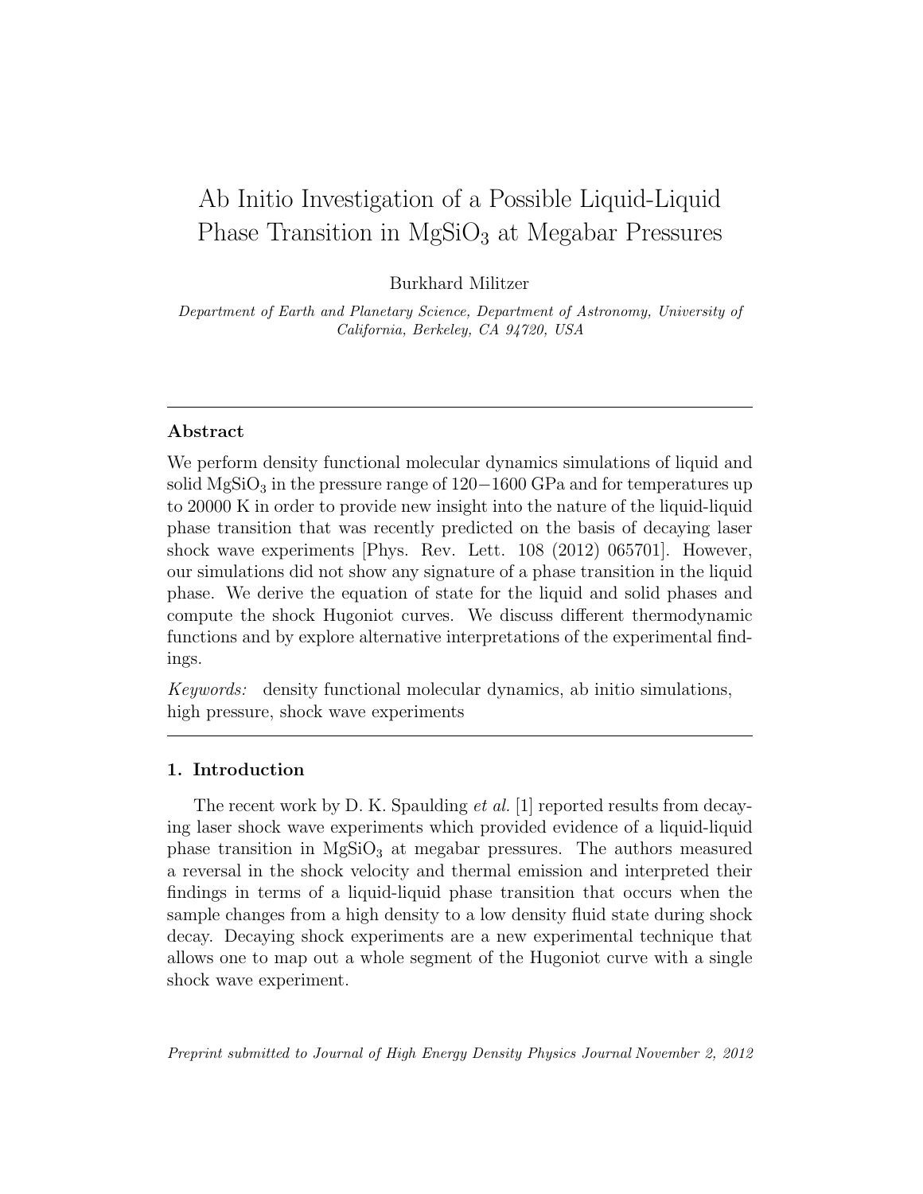# Ab Initio Investigation of a Possible Liquid-Liquid Phase Transition in $MgSiO_3$ at Megabar Pressures

Burkhard Militzer

*Department of Earth and Planetary Science, Department of Astronomy, University of California, Berkeley, CA 94720, USA*

---

## Abstract

We perform density functional molecular dynamics simulations of liquid and solid $MgSiO_3$ in the pressure range of 120−1600 GPa and for temperatures up to 20000 K in order to provide new insight into the nature of the liquid-liquid phase transition that was recently predicted on the basis of decaying laser shock wave experiments [Phys. Rev. Lett. 108 (2012) 065701]. However, our simulations did not show any signature of a phase transition in the liquid phase. We derive the equation of state for the liquid and solid phases and compute the shock Hugoniot curves. We discuss different thermodynamic functions and by explore alternative interpretations of the experimental findings.

*Keywords:* density functional molecular dynamics, ab initio simulations, high pressure, shock wave experiments

---

## 1. Introduction

The recent work by D. K. Spaulding *et al.* [1] reported results from decaying laser shock wave experiments which provided evidence of a liquid-liquid phase transition in $MgSiO_3$ at megabar pressures. The authors measured a reversal in the shock velocity and thermal emission and interpreted their findings in terms of a liquid-liquid phase transition that occurs when the sample changes from a high density to a low density fluid state during shock decay. Decaying shock experiments are a new experimental technique that allows one to map out a whole segment of the Hugoniot curve with a single shock wave experiment.

*Preprint submitted to Journal of High Energy Density Physics Journal November 2, 2012*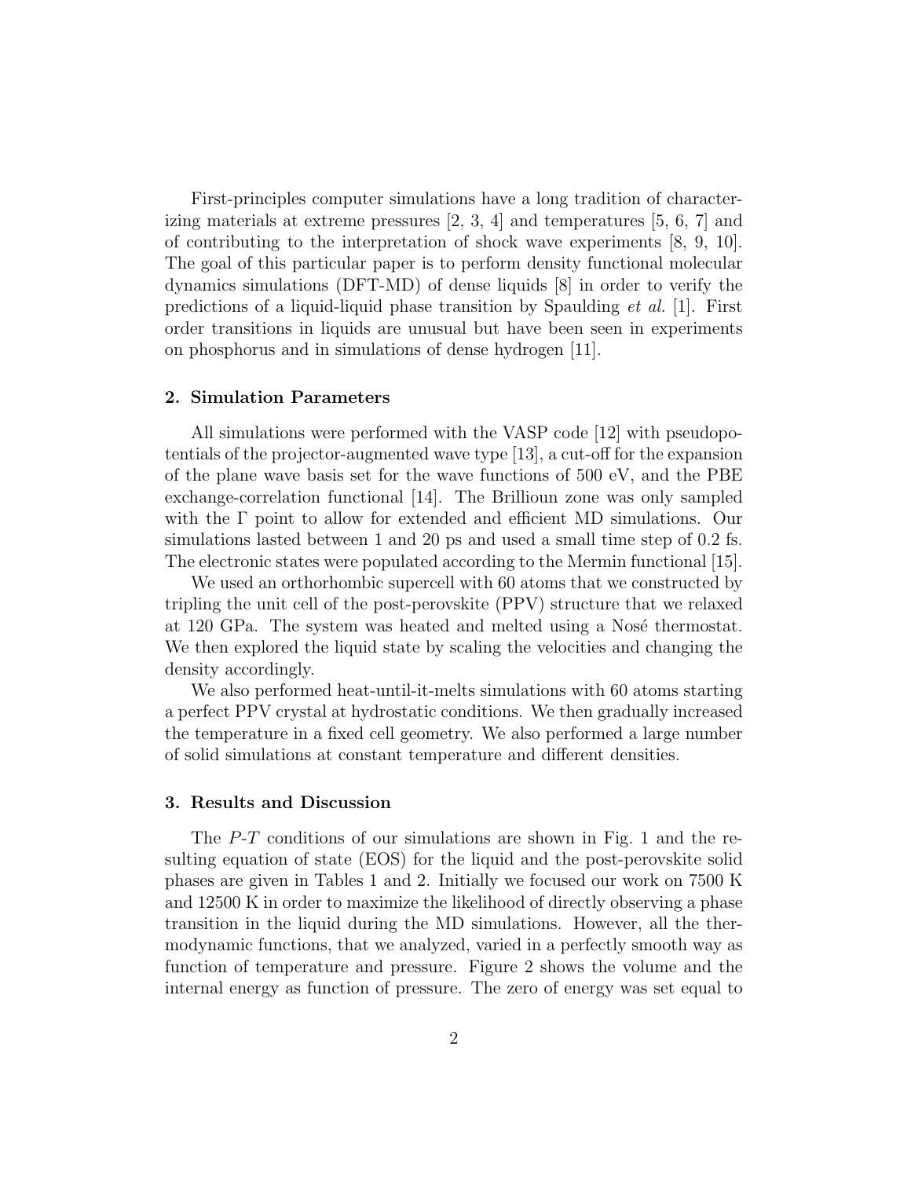First-principles computer simulations have a long tradition of characterizing materials at extreme pressures [2, 3, 4] and temperatures [5, 6, 7] and of contributing to the interpretation of shock wave experiments [8, 9, 10]. The goal of this particular paper is to perform density functional molecular dynamics simulations (DFT-MD) of dense liquids [8] in order to verify the predictions of a liquid-liquid phase transition by Spaulding *et al.* [1]. First order transitions in liquids are unusual but have been seen in experiments on phosphorus and in simulations of dense hydrogen [11].

## 2. Simulation Parameters

All simulations were performed with the VASP code [12] with pseudopotentials of the projector-augmented wave type [13], a cut-off for the expansion of the plane wave basis set for the wave functions of 500 eV, and the PBE exchange-correlation functional [14]. The Brillioun zone was only sampled with the $\Gamma$ point to allow for extended and efficient MD simulations. Our simulations lasted between 1 and 20 ps and used a small time step of 0.2 fs. The electronic states were populated according to the Mermin functional [15].

We used an orthorhombic supercell with 60 atoms that we constructed by tripling the unit cell of the post-perovskite (PPV) structure that we relaxed at 120 GPa. The system was heated and melted using a Nosé thermostat. We then explored the liquid state by scaling the velocities and changing the density accordingly.

We also performed heat-until-it-melts simulations with 60 atoms starting a perfect PPV crystal at hydrostatic conditions. We then gradually increased the temperature in a fixed cell geometry. We also performed a large number of solid simulations at constant temperature and different densities.

## 3. Results and Discussion

The *P-T* conditions of our simulations are shown in Fig. 1 and the resulting equation of state (EOS) for the liquid and the post-perovskite solid phases are given in Tables 1 and 2. Initially we focused our work on 7500 K and 12500 K in order to maximize the likelihood of directly observing a phase transition in the liquid during the MD simulations. However, all the thermodynamic functions, that we analyzed, varied in a perfectly smooth way as function of temperature and pressure. Figure 2 shows the volume and the internal energy as function of pressure. The zero of energy was set equal to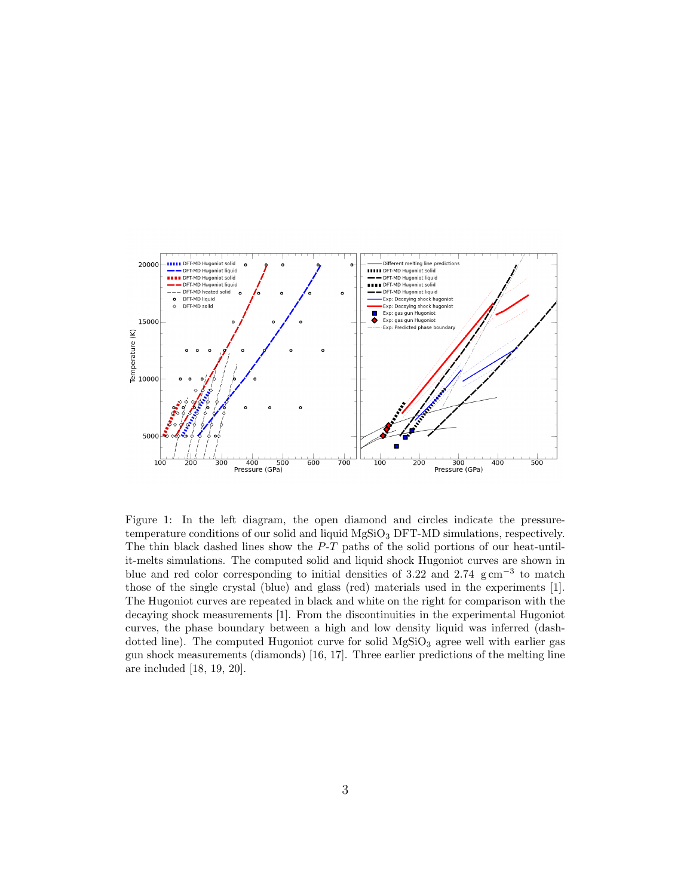DFT-MD Hugoniot solid
DFT-MD Hugoniot liquid
DFT-MD Hugoniot solid
DFT-MD Hugoniot liquid
DFT-MD heated solid
DFT-MD liquid
DFT-MD solid

Temperature (K)
20000
15000
10000
5000
100 200 300 400 500 600 700
Pressure (GPa)

Different melting line predictions
DFT-MD Hugoniot solid
DFT-MD Hugoniot liquid
DFT-MD Hugoniot solid
DFT-MD Hugoniot liquid
Exp: Decaying shock hugoniot
Exp: Decaying shock hugoniot
Exp: gas gun Hugoniot
Exp: gas gun Hugoniot
Exp: Predicted phase boundary

100 200 300 400 500
Pressure (GPa)

Figure 1: In the left diagram, the open diamond and circles indicate the pressure-temperature conditions of our solid and liquid $MgSiO_3$ DFT-MD simulations, respectively. The thin black dashed lines show the $P$-$T$ paths of the solid portions of our heat-until-it-melts simulations. The computed solid and liquid shock Hugoniot curves are shown in blue and red color corresponding to initial densities of 3.22 and 2.74 $\mathrm{g\,cm^{-3}}$ to match those of the single crystal (blue) and glass (red) materials used in the experiments [1]. The Hugoniot curves are repeated in black and white on the right for comparison with the decaying shock measurements [1]. From the discontinuities in the experimental Hugoniot curves, the phase boundary between a high and low density liquid was inferred (dash-dotted line). The computed Hugoniot curve for solid $MgSiO_3$ agree well with earlier gas gun shock measurements (diamonds) [16, 17]. Three earlier predictions of the melting line are included [18, 19, 20].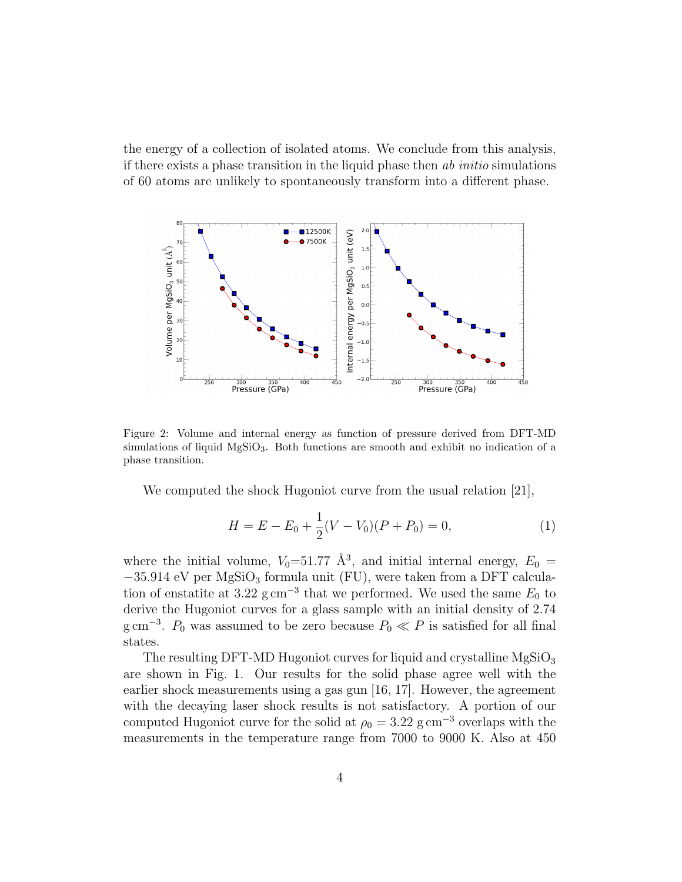the energy of a collection of isolated atoms. We conclude from this analysis, if there exists a phase transition in the liquid phase then *ab initio* simulations of 60 atoms are unlikely to spontaneously transform into a different phase.

Volume per $MgSiO_3$ unit ($\AA^3$)

80
70
60
50
40
30
20
10
0

250
300
350
400
450

Pressure (GPa)

12500K
7500K

Internal energy per $MgSiO_3$ unit (eV)

2.0
1.5
1.0
0.5
0.0
−0.5
−1.0
−1.5
−2.0

250
300
350
400
450

Pressure (GPa)

Figure 2: Volume and internal energy as function of pressure derived from DFT-MD simulations of liquid $MgSiO_3$. Both functions are smooth and exhibit no indication of a phase transition.

We computed the shock Hugoniot curve from the usual relation [21],

$$H = E - E_0 + \frac{1}{2}(V - V_0)(P + P_0) = 0, \tag{1}$$

where the initial volume, $V_0$=51.77 $\AA^3$, and initial internal energy, $E_0 = -35.914$ eV per $MgSiO_3$ formula unit (FU), were taken from a DFT calculation of enstatite at 3.22 $\mathrm{g\,cm^{-3}}$ that we performed. We used the same $E_0$ to derive the Hugoniot curves for a glass sample with an initial density of 2.74 $\mathrm{g\,cm^{-3}}$. $P_0$ was assumed to be zero because $P_0 \ll P$ is satisfied for all final states.

The resulting DFT-MD Hugoniot curves for liquid and crystalline $MgSiO_3$ are shown in Fig. 1. Our results for the solid phase agree well with the earlier shock measurements using a gas gun [16, 17]. However, the agreement with the decaying laser shock results is not satisfactory. A portion of our computed Hugoniot curve for the solid at $\rho_0 = 3.22\ \mathrm{g\,cm^{-3}}$ overlaps with the measurements in the temperature range from 7000 to 9000 K. Also at 450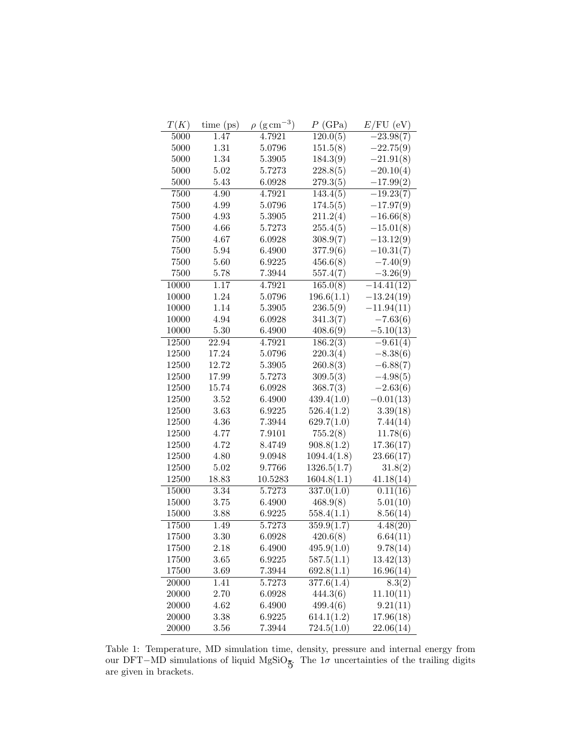| $T(K)$ | time (ps) | $\rho$ ($\mathrm{g\,cm^{-3}}$) | $P$ (GPa) | $E$/FU (eV) |
|---|---|---|---|---|
| 5000 | 1.47 | 4.7921 | 120.0(5) | −23.98(7) |
| 5000 | 1.31 | 5.0796 | 151.5(8) | −22.75(9) |
| 5000 | 1.34 | 5.3905 | 184.3(9) | −21.91(8) |
| 5000 | 5.02 | 5.7273 | 228.8(5) | −20.10(4) |
| 5000 | 5.43 | 6.0928 | 279.3(5) | −17.99(2) |
| 7500 | 4.90 | 4.7921 | 143.4(5) | −19.23(7) |
| 7500 | 4.99 | 5.0796 | 174.5(5) | −17.97(9) |
| 7500 | 4.93 | 5.3905 | 211.2(4) | −16.66(8) |
| 7500 | 4.66 | 5.7273 | 255.4(5) | −15.01(8) |
| 7500 | 4.67 | 6.0928 | 308.9(7) | −13.12(9) |
| 7500 | 5.94 | 6.4900 | 377.9(6) | −10.31(7) |
| 7500 | 5.60 | 6.9225 | 456.6(8) | −7.40(9) |
| 7500 | 5.78 | 7.3944 | 557.4(7) | −3.26(9) |
| 10000 | 1.17 | 4.7921 | 165.0(8) | −14.41(12) |
| 10000 | 1.24 | 5.0796 | 196.6(1.1) | −13.24(19) |
| 10000 | 1.14 | 5.3905 | 236.5(9) | −11.94(11) |
| 10000 | 4.94 | 6.0928 | 341.3(7) | −7.63(6) |
| 10000 | 5.30 | 6.4900 | 408.6(9) | −5.10(13) |
| 12500 | 22.94 | 4.7921 | 186.2(3) | −9.61(4) |
| 12500 | 17.24 | 5.0796 | 220.3(4) | −8.38(6) |
| 12500 | 12.72 | 5.3905 | 260.8(3) | −6.88(7) |
| 12500 | 17.99 | 5.7273 | 309.5(3) | −4.98(5) |
| 12500 | 15.74 | 6.0928 | 368.7(3) | −2.63(6) |
| 12500 | 3.52 | 6.4900 | 439.4(1.0) | −0.01(13) |
| 12500 | 3.63 | 6.9225 | 526.4(1.2) | 3.39(18) |
| 12500 | 4.36 | 7.3944 | 629.7(1.0) | 7.44(14) |
| 12500 | 4.77 | 7.9101 | 755.2(8) | 11.78(6) |
| 12500 | 4.72 | 8.4749 | 908.8(1.2) | 17.36(17) |
| 12500 | 4.80 | 9.0948 | 1094.4(1.8) | 23.66(17) |
| 12500 | 5.02 | 9.7766 | 1326.5(1.7) | 31.8(2) |
| 12500 | 18.83 | 10.5283 | 1604.8(1.1) | 41.18(14) |
| 15000 | 3.34 | 5.7273 | 337.0(1.0) | 0.11(16) |
| 15000 | 3.75 | 6.4900 | 468.9(8) | 5.01(10) |
| 15000 | 3.88 | 6.9225 | 558.4(1.1) | 8.56(14) |
| 17500 | 1.49 | 5.7273 | 359.9(1.7) | 4.48(20) |
| 17500 | 3.30 | 6.0928 | 420.6(8) | 6.64(11) |
| 17500 | 2.18 | 6.4900 | 495.9(1.0) | 9.78(14) |
| 17500 | 3.65 | 6.9225 | 587.5(1.1) | 13.42(13) |
| 17500 | 3.69 | 7.3944 | 692.8(1.1) | 16.96(14) |
| 20000 | 1.41 | 5.7273 | 377.6(1.4) | 8.3(2) |
| 20000 | 2.70 | 6.0928 | 444.3(6) | 11.10(11) |
| 20000 | 4.62 | 6.4900 | 499.4(6) | 9.21(11) |
| 20000 | 3.38 | 6.9225 | 614.1(1.2) | 17.96(18) |
| 20000 | 3.56 | 7.3944 | 724.5(1.0) | 22.06(14) |

Table 1: Temperature, MD simulation time, density, pressure and internal energy from our DFT−MD simulations of liquid $MgSiO_3$. The $1\sigma$ uncertainties of the trailing digits are given in brackets.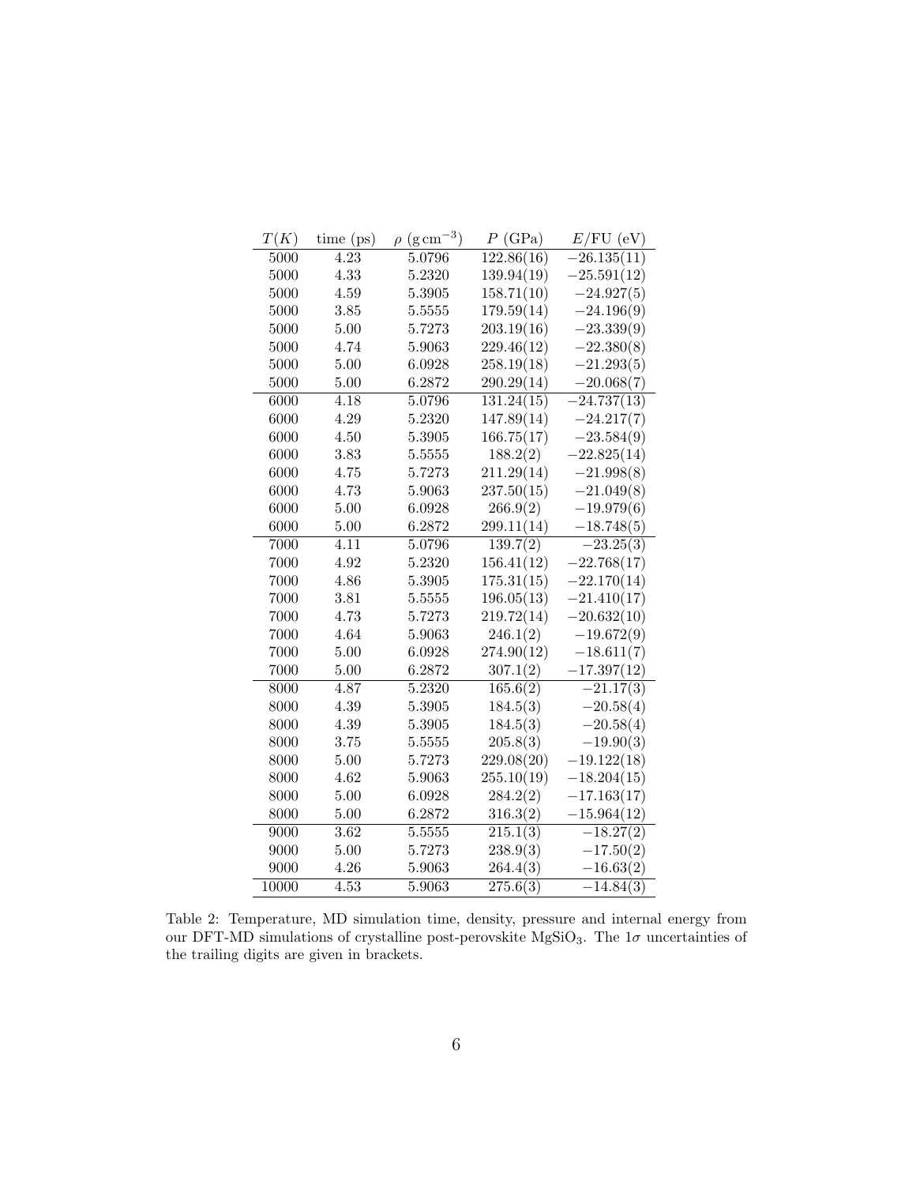| $T(K)$ | time (ps) | $\rho$ ($\mathrm{g\,cm^{-3}}$) | $P$ (GPa) | $E$/FU (eV) |
|---|---|---|---|---|
| 5000 | 4.23 | 5.0796 | 122.86(16) | −26.135(11) |
| 5000 | 4.33 | 5.2320 | 139.94(19) | −25.591(12) |
| 5000 | 4.59 | 5.3905 | 158.71(10) | −24.927(5) |
| 5000 | 3.85 | 5.5555 | 179.59(14) | −24.196(9) |
| 5000 | 5.00 | 5.7273 | 203.19(16) | −23.339(9) |
| 5000 | 4.74 | 5.9063 | 229.46(12) | −22.380(8) |
| 5000 | 5.00 | 6.0928 | 258.19(18) | −21.293(5) |
| 5000 | 5.00 | 6.2872 | 290.29(14) | −20.068(7) |
| 6000 | 4.18 | 5.0796 | 131.24(15) | −24.737(13) |
| 6000 | 4.29 | 5.2320 | 147.89(14) | −24.217(7) |
| 6000 | 4.50 | 5.3905 | 166.75(17) | −23.584(9) |
| 6000 | 3.83 | 5.5555 | 188.2(2) | −22.825(14) |
| 6000 | 4.75 | 5.7273 | 211.29(14) | −21.998(8) |
| 6000 | 4.73 | 5.9063 | 237.50(15) | −21.049(8) |
| 6000 | 5.00 | 6.0928 | 266.9(2) | −19.979(6) |
| 6000 | 5.00 | 6.2872 | 299.11(14) | −18.748(5) |
| 7000 | 4.11 | 5.0796 | 139.7(2) | −23.25(3) |
| 7000 | 4.92 | 5.2320 | 156.41(12) | −22.768(17) |
| 7000 | 4.86 | 5.3905 | 175.31(15) | −22.170(14) |
| 7000 | 3.81 | 5.5555 | 196.05(13) | −21.410(17) |
| 7000 | 4.73 | 5.7273 | 219.72(14) | −20.632(10) |
| 7000 | 4.64 | 5.9063 | 246.1(2) | −19.672(9) |
| 7000 | 5.00 | 6.0928 | 274.90(12) | −18.611(7) |
| 7000 | 5.00 | 6.2872 | 307.1(2) | −17.397(12) |
| 8000 | 4.87 | 5.2320 | 165.6(2) | −21.17(3) |
| 8000 | 4.39 | 5.3905 | 184.5(3) | −20.58(4) |
| 8000 | 4.39 | 5.3905 | 184.5(3) | −20.58(4) |
| 8000 | 3.75 | 5.5555 | 205.8(3) | −19.90(3) |
| 8000 | 5.00 | 5.7273 | 229.08(20) | −19.122(18) |
| 8000 | 4.62 | 5.9063 | 255.10(19) | −18.204(15) |
| 8000 | 5.00 | 6.0928 | 284.2(2) | −17.163(17) |
| 8000 | 5.00 | 6.2872 | 316.3(2) | −15.964(12) |
| 9000 | 3.62 | 5.5555 | 215.1(3) | −18.27(2) |
| 9000 | 5.00 | 5.7273 | 238.9(3) | −17.50(2) |
| 9000 | 4.26 | 5.9063 | 264.4(3) | −16.63(2) |
| 10000 | 4.53 | 5.9063 | 275.6(3) | −14.84(3) |

Table 2: Temperature, MD simulation time, density, pressure and internal energy from our DFT-MD simulations of crystalline post-perovskite $MgSiO_3$. The $1\sigma$ uncertainties of the trailing digits are given in brackets.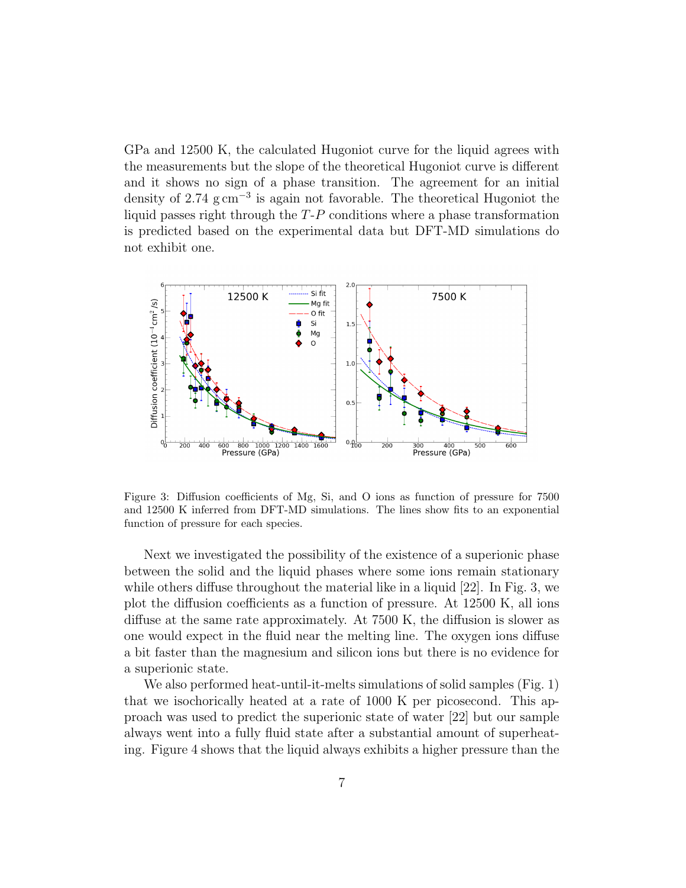GPa and 12500 K, the calculated Hugoniot curve for the liquid agrees with the measurements but the slope of the theoretical Hugoniot curve is different and it shows no sign of a phase transition. The agreement for an initial density of 2.74 g cm$^{-3}$ is again not favorable. The theoretical Hugoniot the liquid passes right through the $T$-$P$ conditions where a phase transformation is predicted based on the experimental data but DFT-MD simulations do not exhibit one.

12500 K

Si fit
Mg fit
O fit
Si
Mg
O

Diffusion coefficient ($10^{-1}$ cm$^2$/s)

0
1
2
3
4
5
6

0 200 400 600 800 1000 1200 1400 1600

Pressure (GPa)

7500 K

0.0
0.5
1.0
1.5
2.0

100 200 300 400 500 600

Pressure (GPa)

Figure 3: Diffusion coefficients of Mg, Si, and O ions as function of pressure for 7500 and 12500 K inferred from DFT-MD simulations. The lines show fits to an exponential function of pressure for each species.

Next we investigated the possibility of the existence of a superionic phase between the solid and the liquid phases where some ions remain stationary while others diffuse throughout the material like in a liquid [22]. In Fig. 3, we plot the diffusion coefficients as a function of pressure. At 12500 K, all ions diffuse at the same rate approximately. At 7500 K, the diffusion is slower as one would expect in the fluid near the melting line. The oxygen ions diffuse a bit faster than the magnesium and silicon ions but there is no evidence for a superionic state.

We also performed heat-until-it-melts simulations of solid samples (Fig. 1) that we isochorically heated at a rate of 1000 K per picosecond. This approach was used to predict the superionic state of water [22] but our sample always went into a fully fluid state after a substantial amount of superheating. Figure 4 shows that the liquid always exhibits a higher pressure than the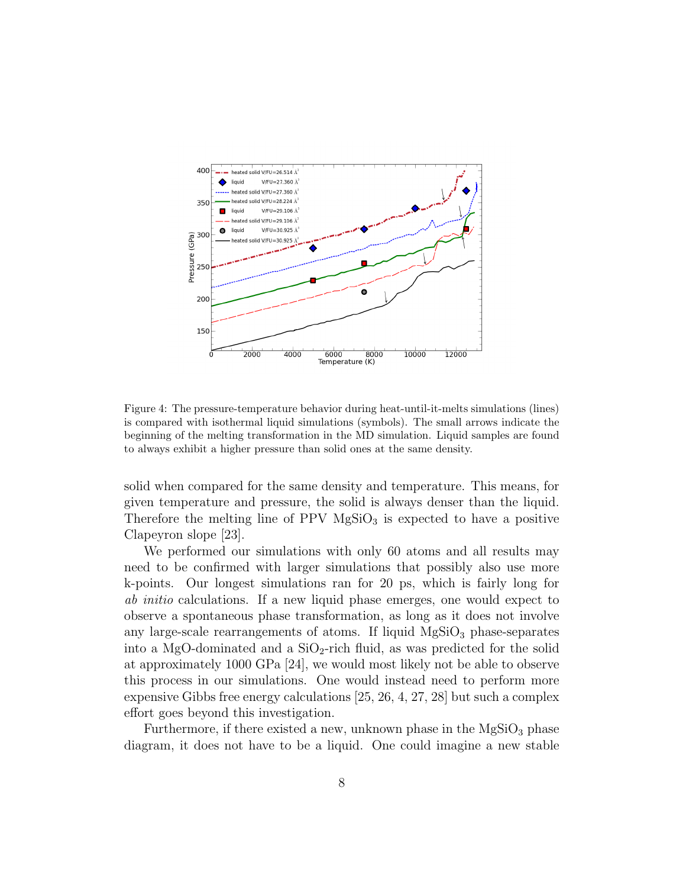Figure 4: The pressure-temperature behavior during heat-until-it-melts simulations (lines) is compared with isothermal liquid simulations (symbols). The small arrows indicate the beginning of the melting transformation in the MD simulation. Liquid samples are found to always exhibit a higher pressure than solid ones at the same density.

solid when compared for the same density and temperature. This means, for given temperature and pressure, the solid is always denser than the liquid. Therefore the melting line of PPV $MgSiO_3$ is expected to have a positive Clapeyron slope [23].

We performed our simulations with only 60 atoms and all results may need to be confirmed with larger simulations that possibly also use more k-points. Our longest simulations ran for 20 ps, which is fairly long for *ab initio* calculations. If a new liquid phase emerges, one would expect to observe a spontaneous phase transformation, as long as it does not involve any large-scale rearrangements of atoms. If liquid $MgSiO_3$ phase-separates into a MgO-dominated and a $SiO_2$-rich fluid, as was predicted for the solid at approximately 1000 GPa [24], we would most likely not be able to observe this process in our simulations. One would instead need to perform more expensive Gibbs free energy calculations [25, 26, 4, 27, 28] but such a complex effort goes beyond this investigation.

Furthermore, if there existed a new, unknown phase in the $MgSiO_3$ phase diagram, it does not have to be a liquid. One could imagine a new stable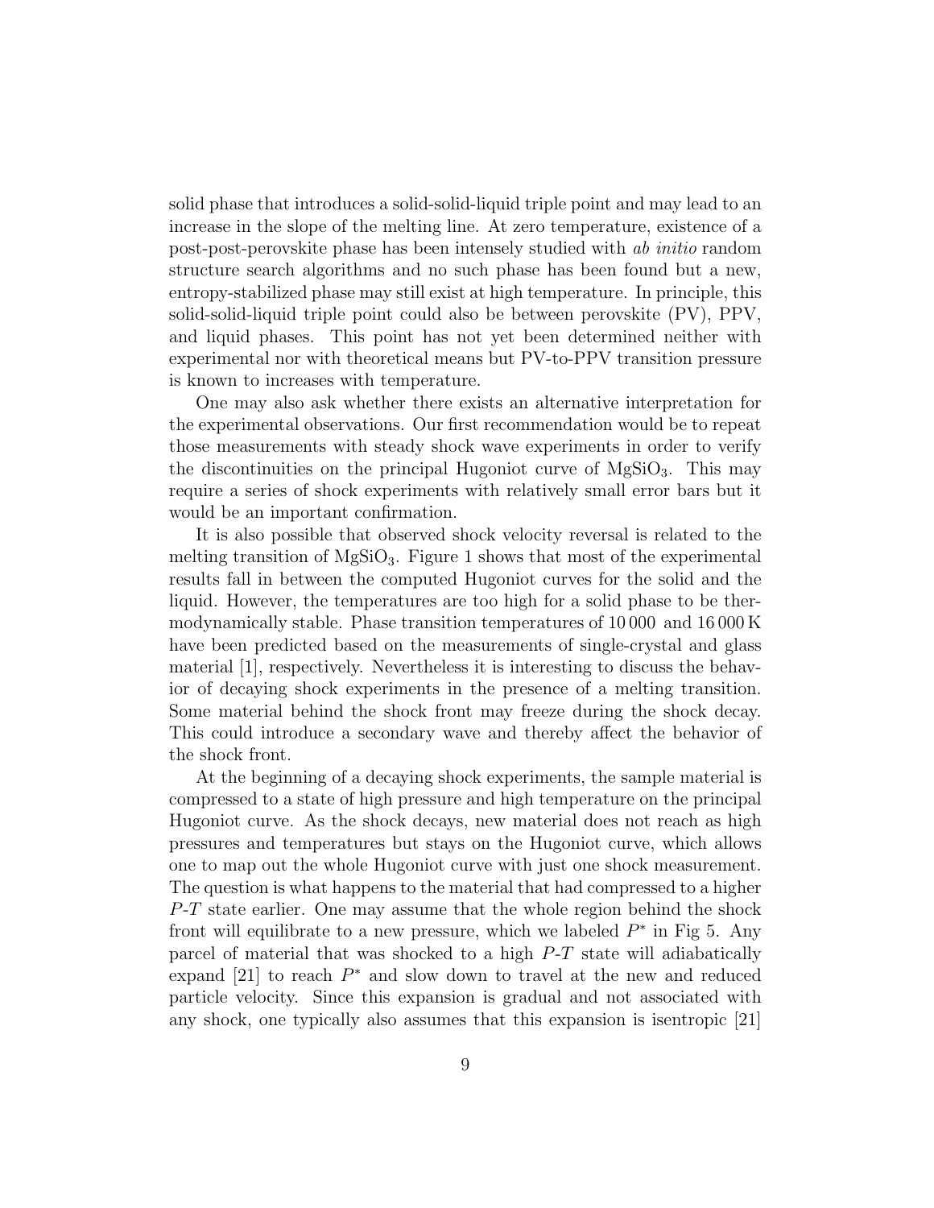solid phase that introduces a solid-solid-liquid triple point and may lead to an increase in the slope of the melting line. At zero temperature, existence of a post-post-perovskite phase has been intensely studied with *ab initio* random structure search algorithms and no such phase has been found but a new, entropy-stabilized phase may still exist at high temperature. In principle, this solid-solid-liquid triple point could also be between perovskite (PV), PPV, and liquid phases. This point has not yet been determined neither with experimental nor with theoretical means but PV-to-PPV transition pressure is known to increases with temperature.

One may also ask whether there exists an alternative interpretation for the experimental observations. Our first recommendation would be to repeat those measurements with steady shock wave experiments in order to verify the discontinuities on the principal Hugoniot curve of $MgSiO_3$. This may require a series of shock experiments with relatively small error bars but it would be an important confirmation.

It is also possible that observed shock velocity reversal is related to the melting transition of $MgSiO_3$. Figure 1 shows that most of the experimental results fall in between the computed Hugoniot curves for the solid and the liquid. However, the temperatures are too high for a solid phase to be thermodynamically stable. Phase transition temperatures of 10 000 and 16 000 K have been predicted based on the measurements of single-crystal and glass material [1], respectively. Nevertheless it is interesting to discuss the behavior of decaying shock experiments in the presence of a melting transition. Some material behind the shock front may freeze during the shock decay. This could introduce a secondary wave and thereby affect the behavior of the shock front.

At the beginning of a decaying shock experiments, the sample material is compressed to a state of high pressure and high temperature on the principal Hugoniot curve. As the shock decays, new material does not reach as high pressures and temperatures but stays on the Hugoniot curve, which allows one to map out the whole Hugoniot curve with just one shock measurement. The question is what happens to the material that had compressed to a higher $P$-$T$ state earlier. One may assume that the whole region behind the shock front will equilibrate to a new pressure, which we labeled $P^*$ in Fig 5. Any parcel of material that was shocked to a high $P$-$T$ state will adiabatically expand [21] to reach $P^*$ and slow down to travel at the new and reduced particle velocity. Since this expansion is gradual and not associated with any shock, one typically also assumes that this expansion is isentropic [21]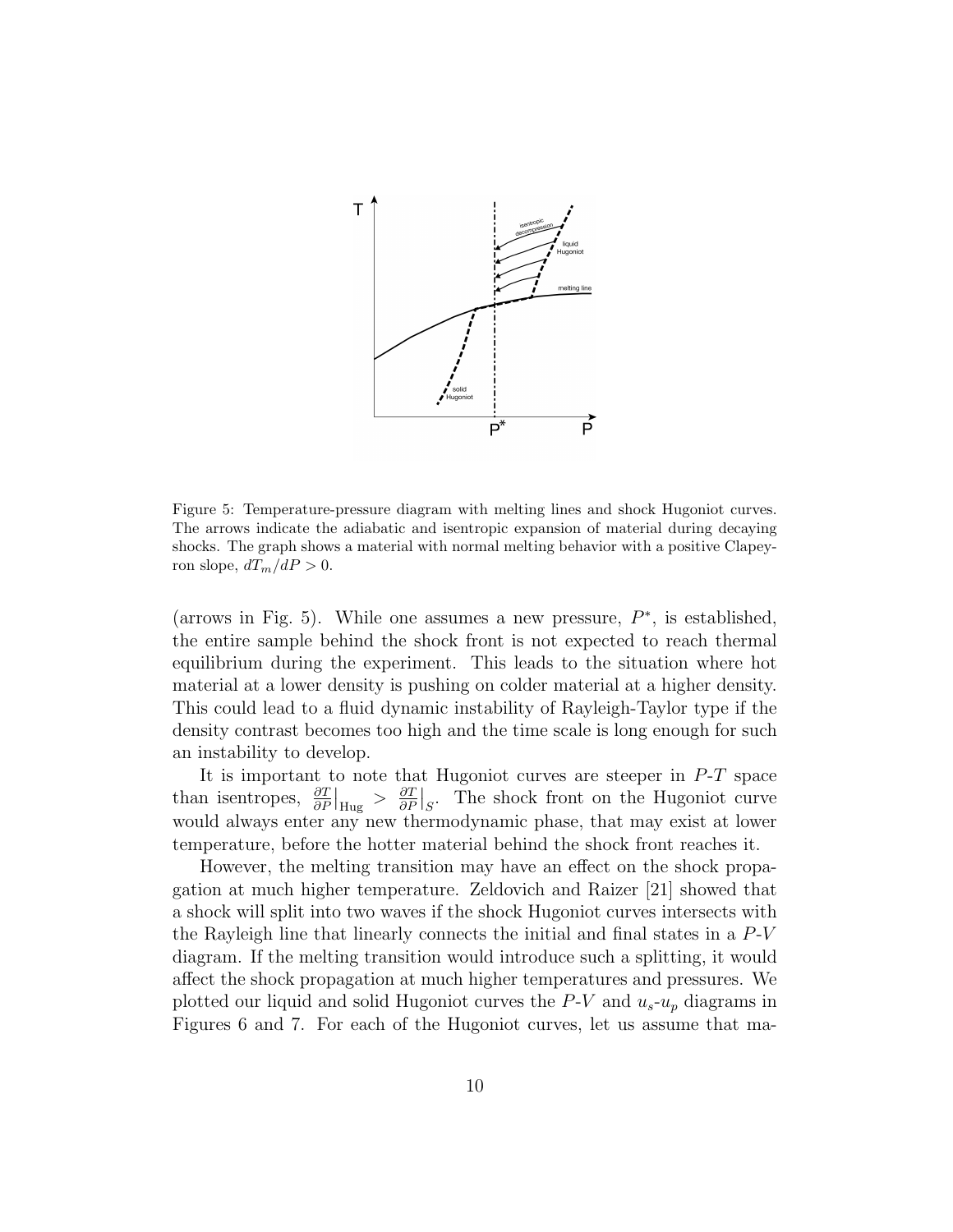Figure 5: Temperature-pressure diagram with melting lines and shock Hugoniot curves. The arrows indicate the adiabatic and isentropic expansion of material during decaying shocks. The graph shows a material with normal melting behavior with a positive Clapeyron slope, $dT_m/dP > 0$.

(arrows in Fig. 5). While one assumes a new pressure, $P^*$, is established, the entire sample behind the shock front is not expected to reach thermal equilibrium during the experiment. This leads to the situation where hot material at a lower density is pushing on colder material at a higher density. This could lead to a fluid dynamic instability of Rayleigh-Taylor type if the density contrast becomes too high and the time scale is long enough for such an instability to develop.

It is important to note that Hugoniot curves are steeper in $P$-$T$ space than isentropes, $\left.\frac{\partial T}{\partial P}\right|_{\rm Hug} > \left.\frac{\partial T}{\partial P}\right|_S$. The shock front on the Hugoniot curve would always enter any new thermodynamic phase, that may exist at lower temperature, before the hotter material behind the shock front reaches it.

However, the melting transition may have an effect on the shock propagation at much higher temperature. Zeldovich and Raizer [21] showed that a shock will split into two waves if the shock Hugoniot curves intersects with the Rayleigh line that linearly connects the initial and final states in a $P$-$V$ diagram. If the melting transition would introduce such a splitting, it would affect the shock propagation at much higher temperatures and pressures. We plotted our liquid and solid Hugoniot curves the $P$-$V$ and $u_s$-$u_p$ diagrams in Figures 6 and 7. For each of the Hugoniot curves, let us assume that ma-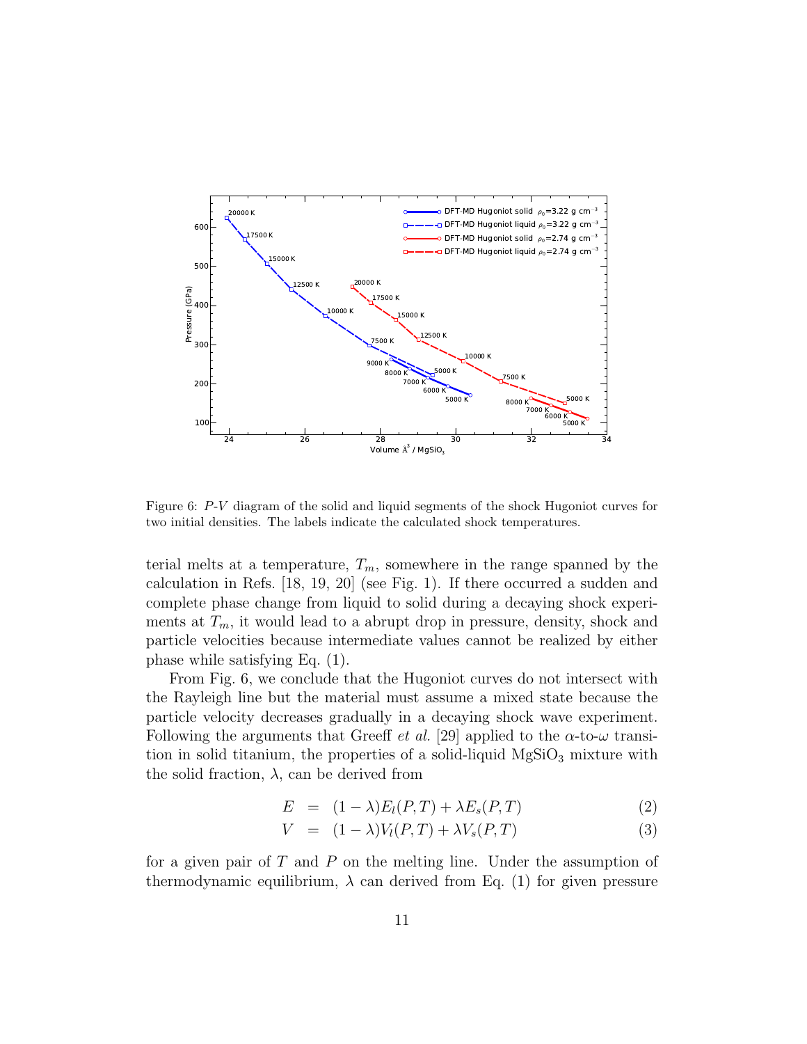20000 K
17500 K
15000 K
12500 K
10000 K
7500 K
9000 K
8000 K
7000 K
6000 K
5000 K
5000 K
20000 K
17500 K
15000 K
12500 K
10000 K
7500 K
8000 K
7000 K
6000 K
5000 K
5000 K

DFT-MD Hugoniot solid $\rho_0$=3.22 g cm$^{-3}$
DFT-MD Hugoniot liquid $\rho_0$=3.22 g cm$^{-3}$
DFT-MD Hugoniot solid $\rho_0$=2.74 g cm$^{-3}$
DFT-MD Hugoniot liquid $\rho_0$=2.74 g cm$^{-3}$

Pressure (GPa)
100
200
300
400
500
600

Volume Å$^3$ / MgSiO$_3$
24
26
28
30
32
34

Figure 6: $P$-$V$ diagram of the solid and liquid segments of the shock Hugoniot curves for two initial densities. The labels indicate the calculated shock temperatures.

terial melts at a temperature, $T_m$, somewhere in the range spanned by the calculation in Refs. [18, 19, 20] (see Fig. 1). If there occurred a sudden and complete phase change from liquid to solid during a decaying shock experiments at $T_m$, it would lead to a abrupt drop in pressure, density, shock and particle velocities because intermediate values cannot be realized by either phase while satisfying Eq. (1).

From Fig. 6, we conclude that the Hugoniot curves do not intersect with the Rayleigh line but the material must assume a mixed state because the particle velocity decreases gradually in a decaying shock wave experiment. Following the arguments that Greeff *et al.* [29] applied to the $\alpha$-to-$\omega$ transition in solid titanium, the properties of a solid-liquid $MgSiO_3$ mixture with the solid fraction, $\lambda$, can be derived from

$$
\begin{aligned}
E &= (1-\lambda)E_l(P,T) + \lambda E_s(P,T) && (2)\\
V &= (1-\lambda)V_l(P,T) + \lambda V_s(P,T) && (3)
\end{aligned}
$$

for a given pair of $T$ and $P$ on the melting line. Under the assumption of thermodynamic equilibrium, $\lambda$ can derived from Eq. (1) for given pressure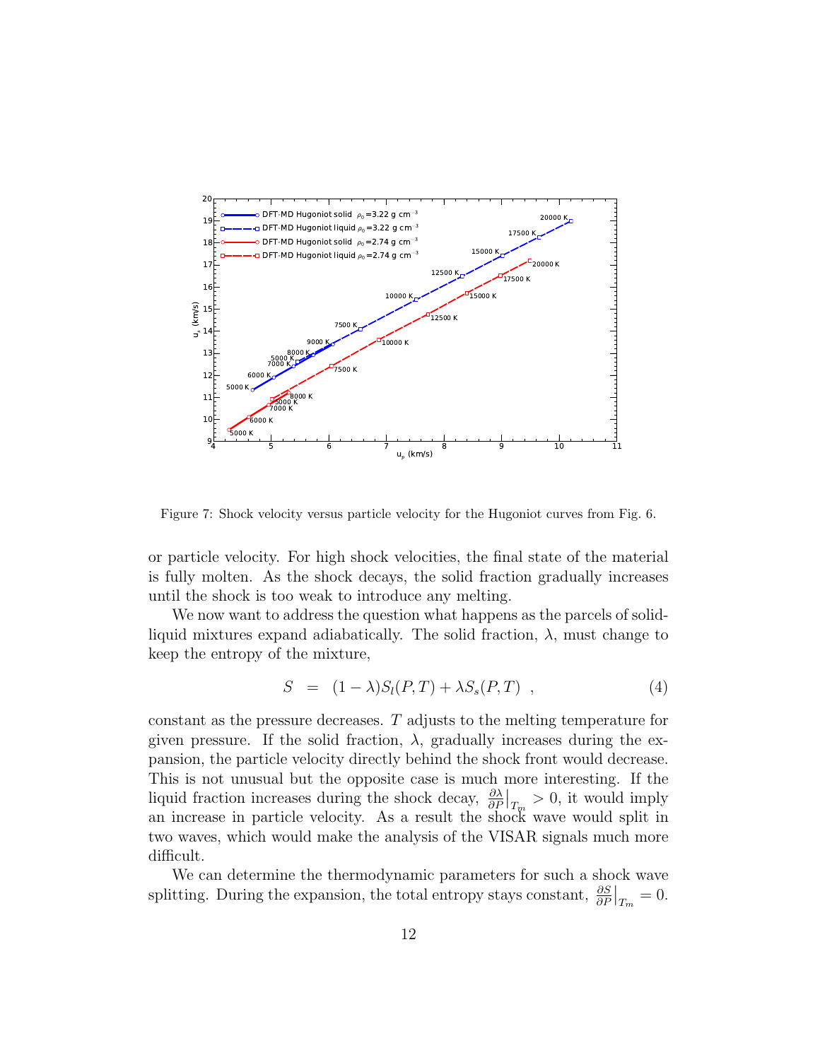DFT-MD Hugoniot solid $\rho_0$=3.22 g cm$^{-3}$
DFT-MD Hugoniot liquid $\rho_0$=3.22 g cm$^{-3}$
DFT-MD Hugoniot solid $\rho_0$=2.74 g cm$^{-3}$
DFT-MD Hugoniot liquid $\rho_0$=2.74 g cm$^{-3}$

20000 K
17500 K
15000 K
12500 K
10000 K
7500 K
9000 K
8000 K
5000 K
7000 K
6000 K
5000 K
20000 K
17500 K
15000 K
12500 K
10000 K
7500 K
8000 K
5000 K
7000 K
6000 K
5000 K

$u_s$ (km/s)
$u_p$ (km/s)

Figure 7: Shock velocity versus particle velocity for the Hugoniot curves from Fig. 6.

or particle velocity. For high shock velocities, the final state of the material is fully molten. As the shock decays, the solid fraction gradually increases until the shock is too weak to introduce any melting.

We now want to address the question what happens as the parcels of solid-liquid mixtures expand adiabatically. The solid fraction, $\lambda$, must change to keep the entropy of the mixture,

$$S = (1-\lambda)S_l(P,T) + \lambda S_s(P,T) \ , \tag{4}$$

constant as the pressure decreases. $T$ adjusts to the melting temperature for given pressure. If the solid fraction, $\lambda$, gradually increases during the expansion, the particle velocity directly behind the shock front would decrease. This is not unusual but the opposite case is much more interesting. If the liquid fraction increases during the shock decay, $\frac{\partial \lambda}{\partial P}\big|_{T_m} > 0$, it would imply an increase in particle velocity. As a result the shock wave would split in two waves, which would make the analysis of the VISAR signals much more difficult.

We can determine the thermodynamic parameters for such a shock wave splitting. During the expansion, the total entropy stays constant, $\frac{\partial S}{\partial P}\big|_{T_m} = 0$.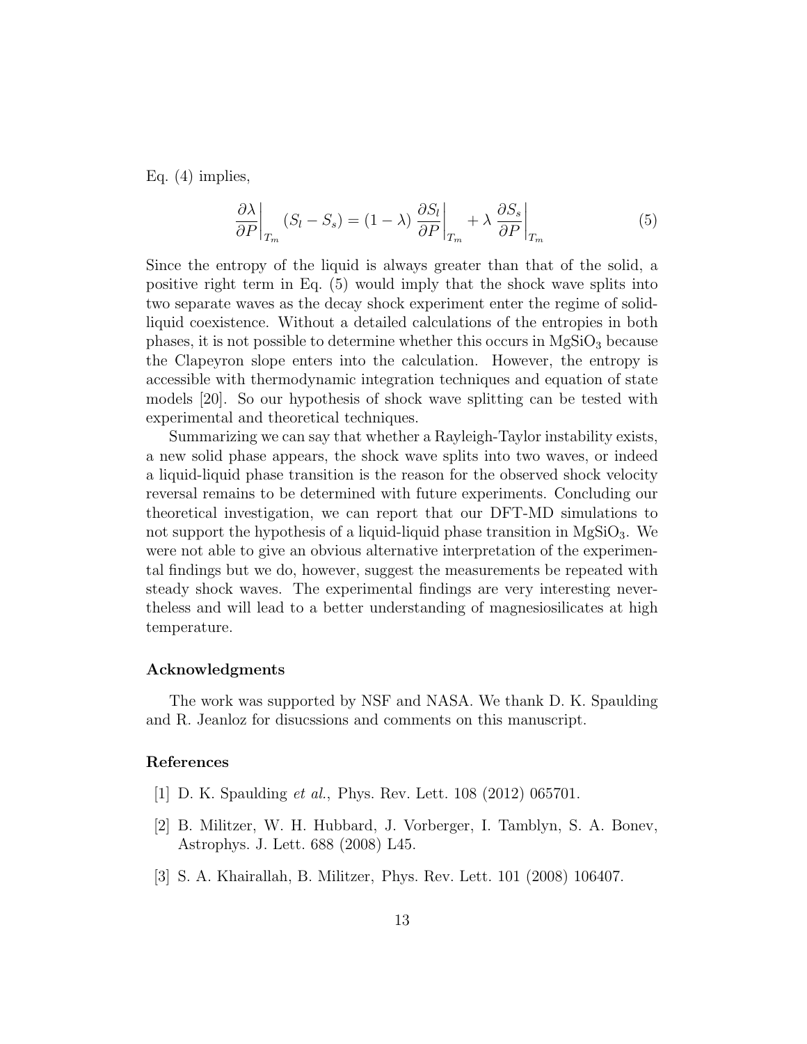Eq. (4) implies,

$$\left.\frac{\partial \lambda}{\partial P}\right|_{T_m} (S_l - S_s) = (1-\lambda) \left.\frac{\partial S_l}{\partial P}\right|_{T_m} + \lambda \left.\frac{\partial S_s}{\partial P}\right|_{T_m} \tag{5}$$

Since the entropy of the liquid is always greater than that of the solid, a positive right term in Eq. (5) would imply that the shock wave splits into two separate waves as the decay shock experiment enter the regime of solid-liquid coexistence. Without a detailed calculations of the entropies in both phases, it is not possible to determine whether this occurs in $MgSiO_3$ because the Clapeyron slope enters into the calculation. However, the entropy is accessible with thermodynamic integration techniques and equation of state models [20]. So our hypothesis of shock wave splitting can be tested with experimental and theoretical techniques.

Summarizing we can say that whether a Rayleigh-Taylor instability exists, a new solid phase appears, the shock wave splits into two waves, or indeed a liquid-liquid phase transition is the reason for the observed shock velocity reversal remains to be determined with future experiments. Concluding our theoretical investigation, we can report that our DFT-MD simulations to not support the hypothesis of a liquid-liquid phase transition in $MgSiO_3$. We were not able to give an obvious alternative interpretation of the experimental findings but we do, however, suggest the measurements be repeated with steady shock waves. The experimental findings are very interesting nevertheless and will lead to a better understanding of magnesiosilicates at high temperature.

### Acknowledgments

The work was supported by NSF and NASA. We thank D. K. Spaulding and R. Jeanloz for disucssions and comments on this manuscript.

### References

[1] D. K. Spaulding *et al.*, Phys. Rev. Lett. 108 (2012) 065701.

[2] B. Militzer, W. H. Hubbard, J. Vorberger, I. Tamblyn, S. A. Bonev, Astrophys. J. Lett. 688 (2008) L45.

[3] S. A. Khairallah, B. Militzer, Phys. Rev. Lett. 101 (2008) 106407.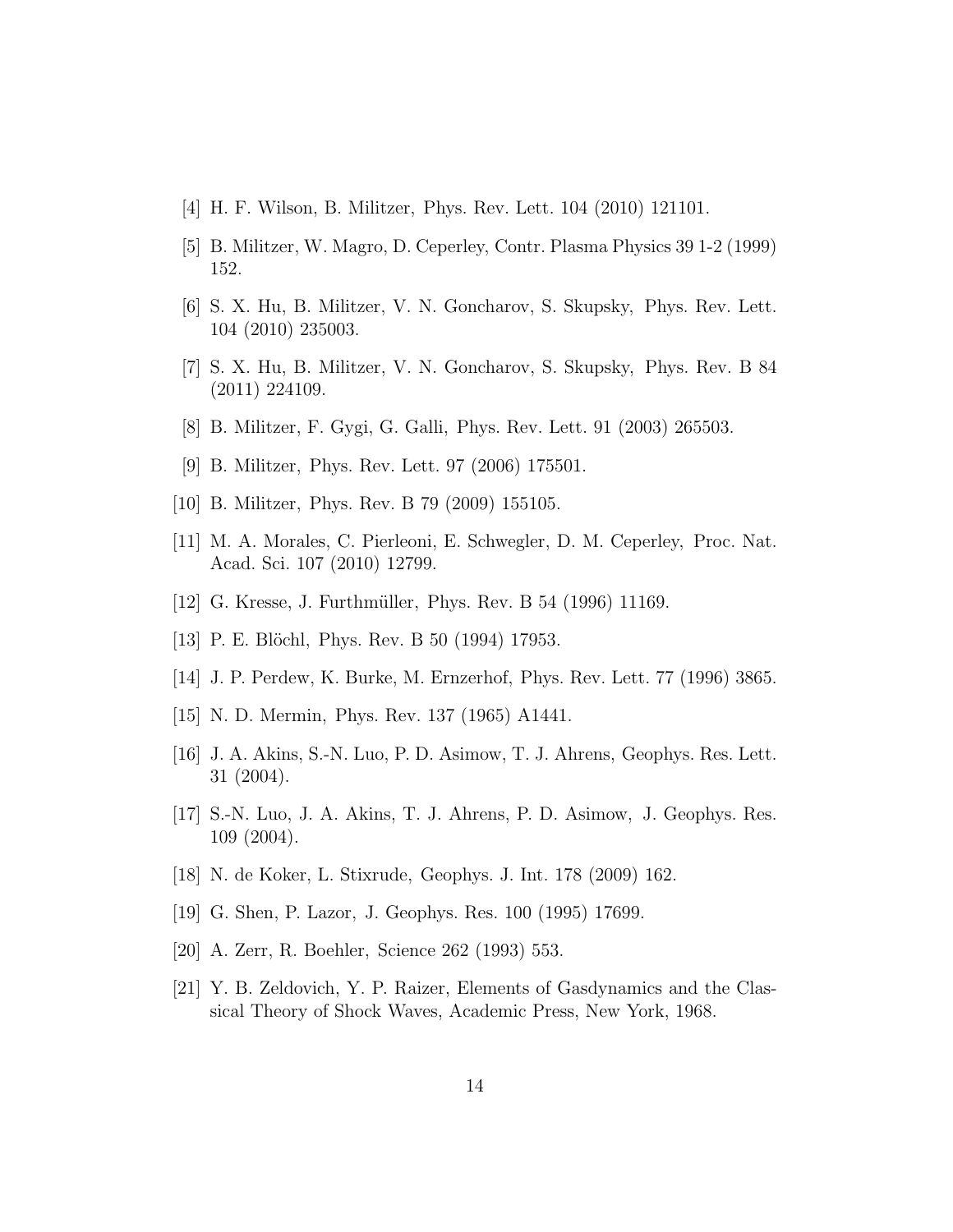[4] H. F. Wilson, B. Militzer, Phys. Rev. Lett. 104 (2010) 121101.

[5] B. Militzer, W. Magro, D. Ceperley, Contr. Plasma Physics 39 1-2 (1999) 152.

[6] S. X. Hu, B. Militzer, V. N. Goncharov, S. Skupsky, Phys. Rev. Lett. 104 (2010) 235003.

[7] S. X. Hu, B. Militzer, V. N. Goncharov, S. Skupsky, Phys. Rev. B 84 (2011) 224109.

[8] B. Militzer, F. Gygi, G. Galli, Phys. Rev. Lett. 91 (2003) 265503.

[9] B. Militzer, Phys. Rev. Lett. 97 (2006) 175501.

[10] B. Militzer, Phys. Rev. B 79 (2009) 155105.

[11] M. A. Morales, C. Pierleoni, E. Schwegler, D. M. Ceperley, Proc. Nat. Acad. Sci. 107 (2010) 12799.

[12] G. Kresse, J. Furthmüller, Phys. Rev. B 54 (1996) 11169.

[13] P. E. Blöchl, Phys. Rev. B 50 (1994) 17953.

[14] J. P. Perdew, K. Burke, M. Ernzerhof, Phys. Rev. Lett. 77 (1996) 3865.

[15] N. D. Mermin, Phys. Rev. 137 (1965) A1441.

[16] J. A. Akins, S.-N. Luo, P. D. Asimow, T. J. Ahrens, Geophys. Res. Lett. 31 (2004).

[17] S.-N. Luo, J. A. Akins, T. J. Ahrens, P. D. Asimow, J. Geophys. Res. 109 (2004).

[18] N. de Koker, L. Stixrude, Geophys. J. Int. 178 (2009) 162.

[19] G. Shen, P. Lazor, J. Geophys. Res. 100 (1995) 17699.

[20] A. Zerr, R. Boehler, Science 262 (1993) 553.

[21] Y. B. Zeldovich, Y. P. Raizer, Elements of Gasdynamics and the Classical Theory of Shock Waves, Academic Press, New York, 1968.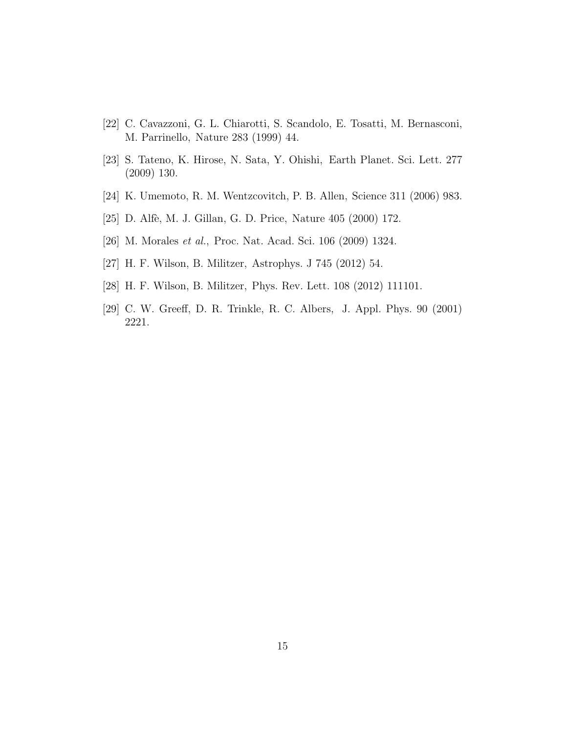[22] C. Cavazzoni, G. L. Chiarotti, S. Scandolo, E. Tosatti, M. Bernasconi, M. Parrinello, Nature 283 (1999) 44.

[23] S. Tateno, K. Hirose, N. Sata, Y. Ohishi, Earth Planet. Sci. Lett. 277 (2009) 130.

[24] K. Umemoto, R. M. Wentzcovitch, P. B. Allen, Science 311 (2006) 983.

[25] D. Alfè, M. J. Gillan, G. D. Price, Nature 405 (2000) 172.

[26] M. Morales *et al.*, Proc. Nat. Acad. Sci. 106 (2009) 1324.

[27] H. F. Wilson, B. Militzer, Astrophys. J 745 (2012) 54.

[28] H. F. Wilson, B. Militzer, Phys. Rev. Lett. 108 (2012) 111101.

[29] C. W. Greeff, D. R. Trinkle, R. C. Albers, J. Appl. Phys. 90 (2001) 2221.